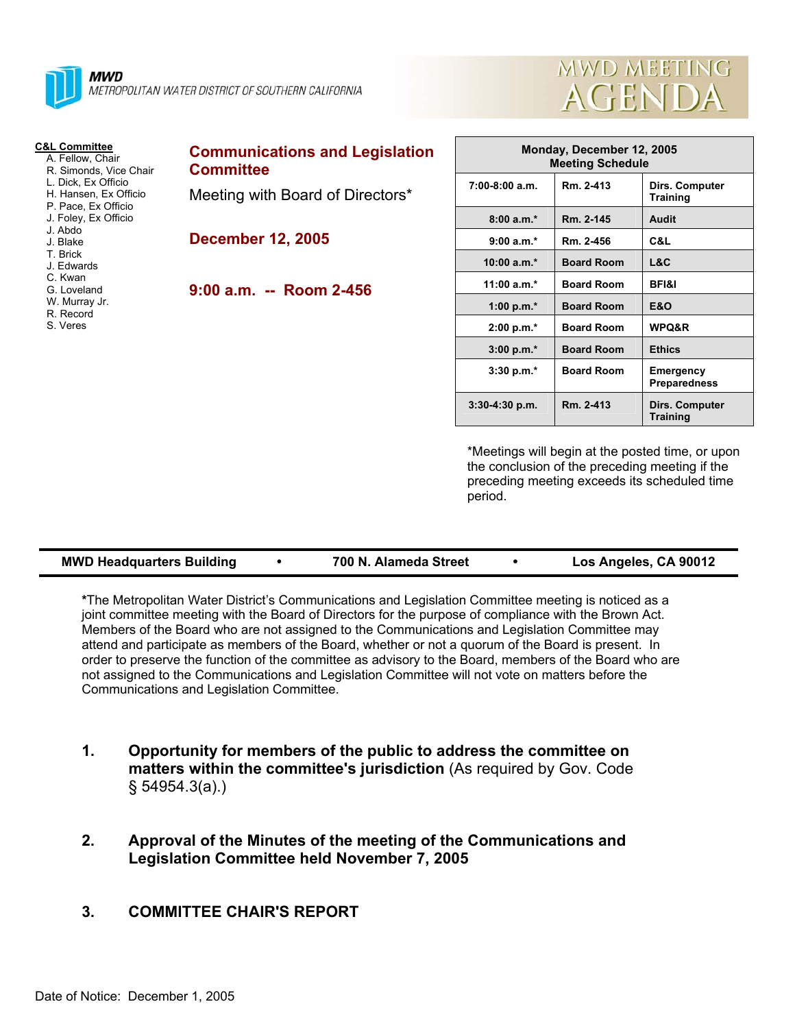**MWD**
METROPOLITAN WATER DISTRICT OF SOUTHERN CALIFORNIA

# MWD MEETING AGENDA

**C&L Committee**
- A. Fellow, Chair
- R. Simonds, Vice Chair
- L. Dick, Ex Officio
- H. Hansen, Ex Officio
- P. Pace, Ex Officio
- J. Foley, Ex Officio
- J. Abdo
- J. Blake
- T. Brick
- J. Edwards
- C. Kwan
- G. Loveland
- W. Murray Jr.
- R. Record
- S. Veres

## Communications and Legislation Committee

Meeting with Board of Directors*

**December 12, 2005**

**9:00 a.m. -- Room 2-456**

| Monday, December 12, 2005 Meeting Schedule | | |
|---|---|---|
| 7:00-8:00 a.m. | Rm. 2-413 | Dirs. Computer Training |
| 8:00 a.m.* | Rm. 2-145 | Audit |
| 9:00 a.m.* | Rm. 2-456 | C&L |
| 10:00 a.m.* | Board Room | L&C |
| 11:00 a.m.* | Board Room | BFI&I |
| 1:00 p.m.* | Board Room | E&O |
| 2:00 p.m.* | Board Room | WPQ&R |
| 3:00 p.m.* | Board Room | Ethics |
| 3:30 p.m.* | Board Room | Emergency Preparedness |
| 3:30-4:30 p.m. | Rm. 2-413 | Dirs. Computer Training |

*Meetings will begin at the posted time, or upon the conclusion of the preceding meeting if the preceding meeting exceeds its scheduled time period.

**MWD Headquarters Building • 700 N. Alameda Street • Los Angeles, CA 90012**

***The Metropolitan Water District's Communications and Legislation Committee meeting is noticed as a joint committee meeting with the Board of Directors for the purpose of compliance with the Brown Act. Members of the Board who are not assigned to the Communications and Legislation Committee may attend and participate as members of the Board, whether or not a quorum of the Board is present. In order to preserve the function of the committee as advisory to the Board, members of the Board who are not assigned to the Communications and Legislation Committee will not vote on matters before the Communications and Legislation Committee.

1. **Opportunity for members of the public to address the committee on matters within the committee's jurisdiction** (As required by Gov. Code § 54954.3(a).)

2. **Approval of the Minutes of the meeting of the Communications and Legislation Committee held November 7, 2005**

3. **COMMITTEE CHAIR'S REPORT**

Date of Notice: December 1, 2005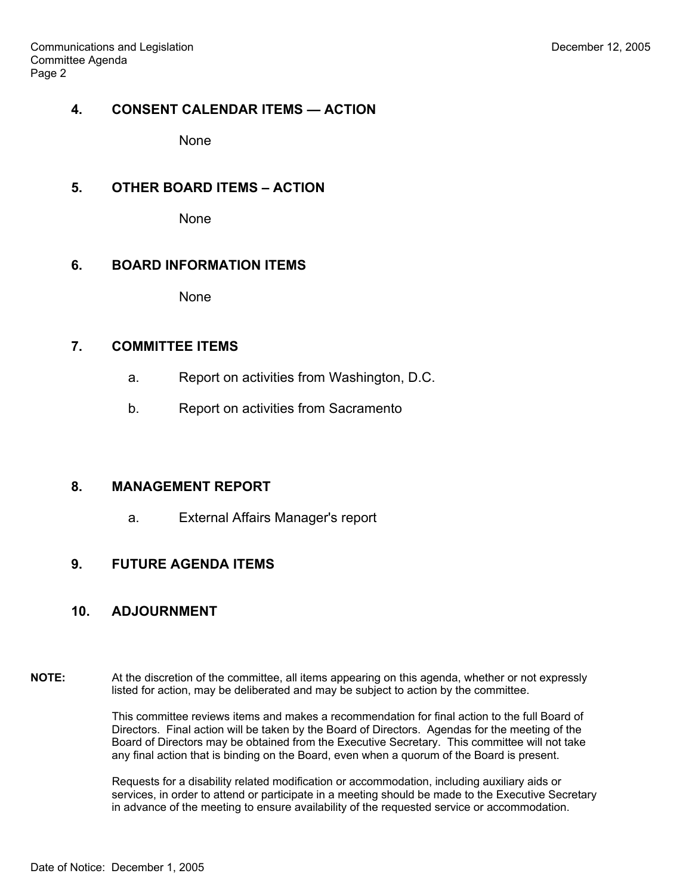## 4. CONSENT CALENDAR ITEMS — ACTION

None

## 5. OTHER BOARD ITEMS – ACTION

None

## 6. BOARD INFORMATION ITEMS

None

## 7. COMMITTEE ITEMS

a. Report on activities from Washington, D.C.

b. Report on activities from Sacramento

## 8. MANAGEMENT REPORT

a. External Affairs Manager's report

## 9. FUTURE AGENDA ITEMS

## 10. ADJOURNMENT

**NOTE:** At the discretion of the committee, all items appearing on this agenda, whether or not expressly listed for action, may be deliberated and may be subject to action by the committee.

This committee reviews items and makes a recommendation for final action to the full Board of Directors. Final action will be taken by the Board of Directors. Agendas for the meeting of the Board of Directors may be obtained from the Executive Secretary. This committee will not take any final action that is binding on the Board, even when a quorum of the Board is present.

Requests for a disability related modification or accommodation, including auxiliary aids or services, in order to attend or participate in a meeting should be made to the Executive Secretary in advance of the meeting to ensure availability of the requested service or accommodation.

Date of Notice: December 1, 2005